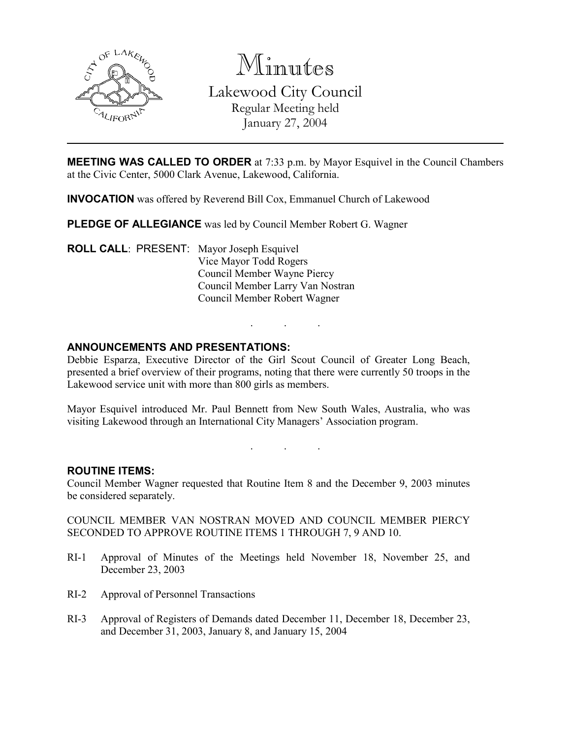# Minutes

## Lakewood City Council

Regular Meeting held
January 27, 2004

---

**MEETING WAS CALLED TO ORDER** at 7:33 p.m. by Mayor Esquivel in the Council Chambers at the Civic Center, 5000 Clark Avenue, Lakewood, California.

**INVOCATION** was offered by Reverend Bill Cox, Emmanuel Church of Lakewood

**PLEDGE OF ALLEGIANCE** was led by Council Member Robert G. Wagner

**ROLL CALL**: PRESENT: Mayor Joseph Esquivel
Vice Mayor Todd Rogers
Council Member Wayne Piercy
Council Member Larry Van Nostran
Council Member Robert Wagner

. . .

**ANNOUNCEMENTS AND PRESENTATIONS:**

Debbie Esparza, Executive Director of the Girl Scout Council of Greater Long Beach, presented a brief overview of their programs, noting that there were currently 50 troops in the Lakewood service unit with more than 800 girls as members.

Mayor Esquivel introduced Mr. Paul Bennett from New South Wales, Australia, who was visiting Lakewood through an International City Managers' Association program.

. . .

**ROUTINE ITEMS:**

Council Member Wagner requested that Routine Item 8 and the December 9, 2003 minutes be considered separately.

COUNCIL MEMBER VAN NOSTRAN MOVED AND COUNCIL MEMBER PIERCY SECONDED TO APPROVE ROUTINE ITEMS 1 THROUGH 7, 9 AND 10.

RI-1 Approval of Minutes of the Meetings held November 18, November 25, and December 23, 2003

RI-2 Approval of Personnel Transactions

RI-3 Approval of Registers of Demands dated December 11, December 18, December 23, and December 31, 2003, January 8, and January 15, 2004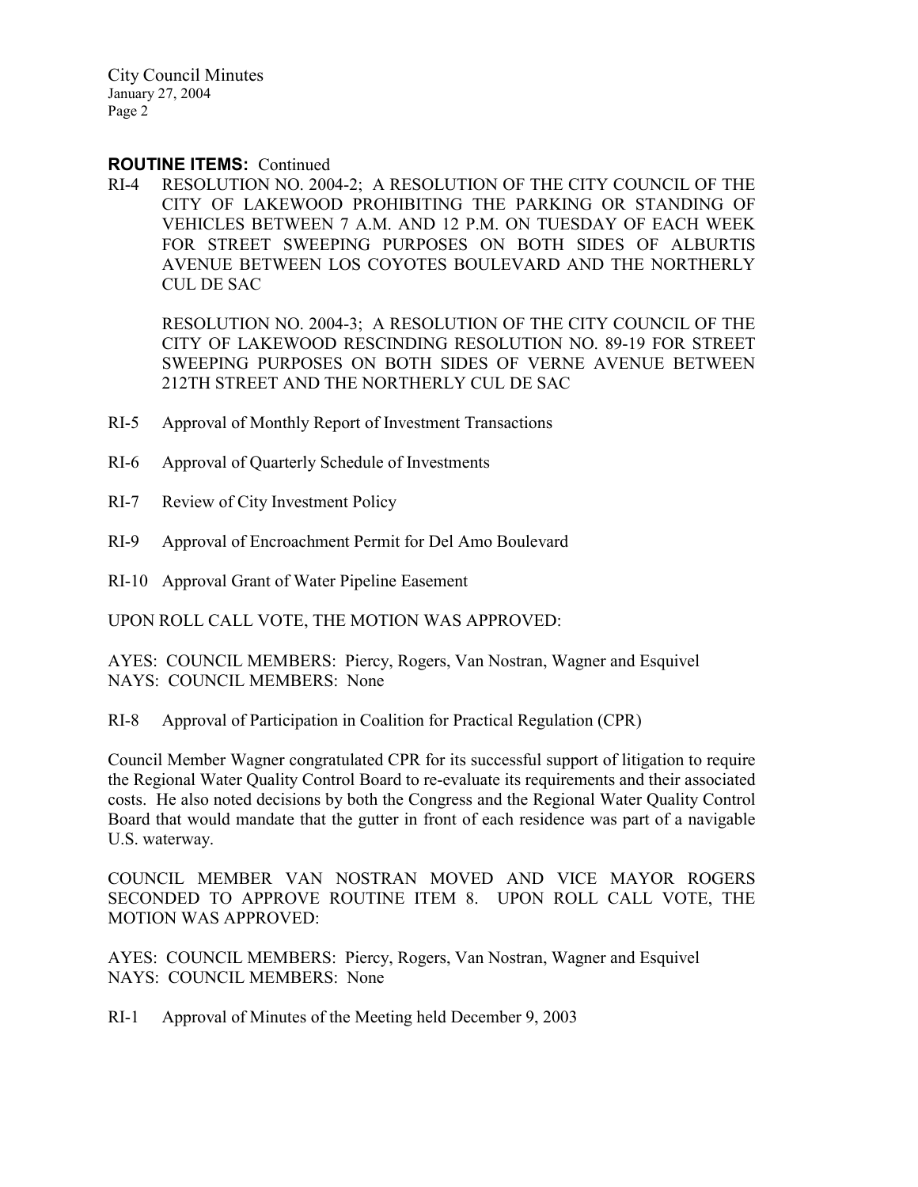**ROUTINE ITEMS:** Continued

RI-4 RESOLUTION NO. 2004-2; A RESOLUTION OF THE CITY COUNCIL OF THE CITY OF LAKEWOOD PROHIBITING THE PARKING OR STANDING OF VEHICLES BETWEEN 7 A.M. AND 12 P.M. ON TUESDAY OF EACH WEEK FOR STREET SWEEPING PURPOSES ON BOTH SIDES OF ALBURTIS AVENUE BETWEEN LOS COYOTES BOULEVARD AND THE NORTHERLY CUL DE SAC

RESOLUTION NO. 2004-3; A RESOLUTION OF THE CITY COUNCIL OF THE CITY OF LAKEWOOD RESCINDING RESOLUTION NO. 89-19 FOR STREET SWEEPING PURPOSES ON BOTH SIDES OF VERNE AVENUE BETWEEN 212TH STREET AND THE NORTHERLY CUL DE SAC

RI-5 Approval of Monthly Report of Investment Transactions

RI-6 Approval of Quarterly Schedule of Investments

RI-7 Review of City Investment Policy

RI-9 Approval of Encroachment Permit for Del Amo Boulevard

RI-10 Approval Grant of Water Pipeline Easement

UPON ROLL CALL VOTE, THE MOTION WAS APPROVED:

AYES: COUNCIL MEMBERS: Piercy, Rogers, Van Nostran, Wagner and Esquivel
NAYS: COUNCIL MEMBERS: None

RI-8 Approval of Participation in Coalition for Practical Regulation (CPR)

Council Member Wagner congratulated CPR for its successful support of litigation to require the Regional Water Quality Control Board to re-evaluate its requirements and their associated costs. He also noted decisions by both the Congress and the Regional Water Quality Control Board that would mandate that the gutter in front of each residence was part of a navigable U.S. waterway.

COUNCIL MEMBER VAN NOSTRAN MOVED AND VICE MAYOR ROGERS SECONDED TO APPROVE ROUTINE ITEM 8. UPON ROLL CALL VOTE, THE MOTION WAS APPROVED:

AYES: COUNCIL MEMBERS: Piercy, Rogers, Van Nostran, Wagner and Esquivel
NAYS: COUNCIL MEMBERS: None

RI-1 Approval of Minutes of the Meeting held December 9, 2003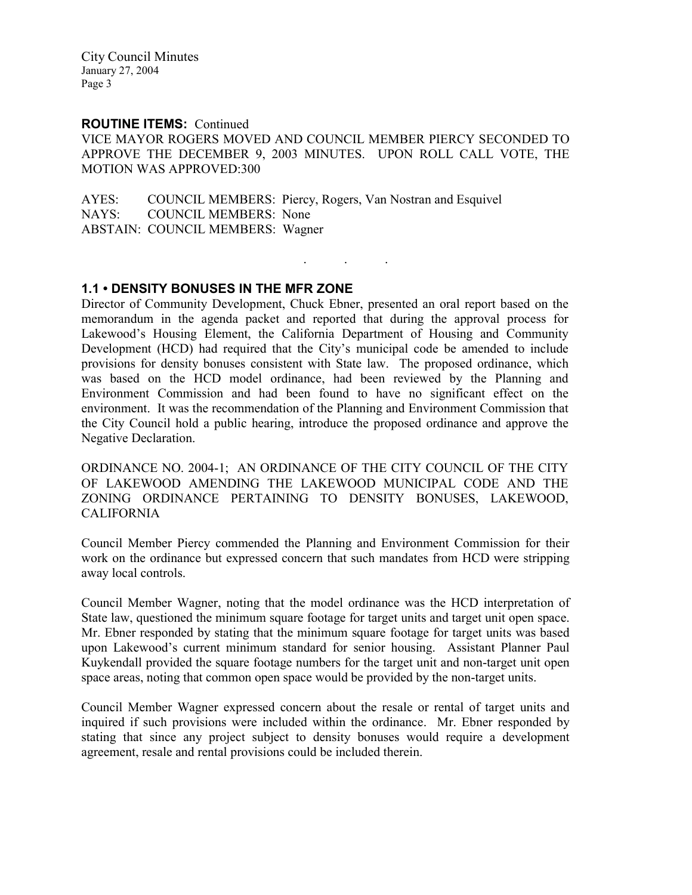**ROUTINE ITEMS:** Continued

VICE MAYOR ROGERS MOVED AND COUNCIL MEMBER PIERCY SECONDED TO APPROVE THE DECEMBER 9, 2003 MINUTES. UPON ROLL CALL VOTE, THE MOTION WAS APPROVED:300

AYES: COUNCIL MEMBERS: Piercy, Rogers, Van Nostran and Esquivel
NAYS: COUNCIL MEMBERS: None
ABSTAIN: COUNCIL MEMBERS: Wagner

. . .

### 1.1 • DENSITY BONUSES IN THE MFR ZONE

Director of Community Development, Chuck Ebner, presented an oral report based on the memorandum in the agenda packet and reported that during the approval process for Lakewood's Housing Element, the California Department of Housing and Community Development (HCD) had required that the City's municipal code be amended to include provisions for density bonuses consistent with State law. The proposed ordinance, which was based on the HCD model ordinance, had been reviewed by the Planning and Environment Commission and had been found to have no significant effect on the environment. It was the recommendation of the Planning and Environment Commission that the City Council hold a public hearing, introduce the proposed ordinance and approve the Negative Declaration.

ORDINANCE NO. 2004-1; AN ORDINANCE OF THE CITY COUNCIL OF THE CITY OF LAKEWOOD AMENDING THE LAKEWOOD MUNICIPAL CODE AND THE ZONING ORDINANCE PERTAINING TO DENSITY BONUSES, LAKEWOOD, CALIFORNIA

Council Member Piercy commended the Planning and Environment Commission for their work on the ordinance but expressed concern that such mandates from HCD were stripping away local controls.

Council Member Wagner, noting that the model ordinance was the HCD interpretation of State law, questioned the minimum square footage for target units and target unit open space. Mr. Ebner responded by stating that the minimum square footage for target units was based upon Lakewood's current minimum standard for senior housing. Assistant Planner Paul Kuykendall provided the square footage numbers for the target unit and non-target unit open space areas, noting that common open space would be provided by the non-target units.

Council Member Wagner expressed concern about the resale or rental of target units and inquired if such provisions were included within the ordinance. Mr. Ebner responded by stating that since any project subject to density bonuses would require a development agreement, resale and rental provisions could be included therein.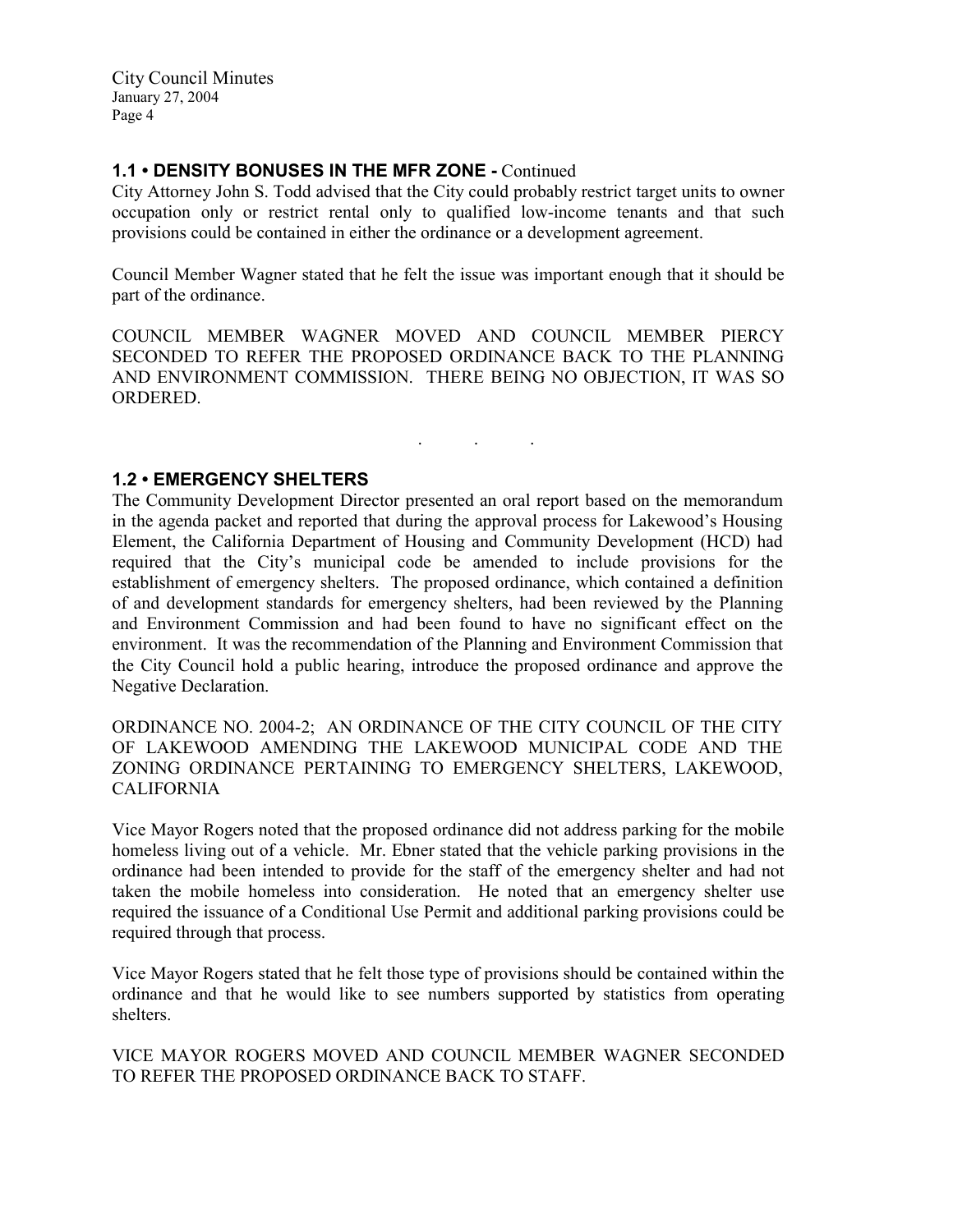### 1.1 • DENSITY BONUSES IN THE MFR ZONE - Continued

City Attorney John S. Todd advised that the City could probably restrict target units to owner occupation only or restrict rental only to qualified low-income tenants and that such provisions could be contained in either the ordinance or a development agreement.

Council Member Wagner stated that he felt the issue was important enough that it should be part of the ordinance.

COUNCIL MEMBER WAGNER MOVED AND COUNCIL MEMBER PIERCY SECONDED TO REFER THE PROPOSED ORDINANCE BACK TO THE PLANNING AND ENVIRONMENT COMMISSION. THERE BEING NO OBJECTION, IT WAS SO ORDERED.

. . .

### 1.2 • EMERGENCY SHELTERS

The Community Development Director presented an oral report based on the memorandum in the agenda packet and reported that during the approval process for Lakewood's Housing Element, the California Department of Housing and Community Development (HCD) had required that the City's municipal code be amended to include provisions for the establishment of emergency shelters. The proposed ordinance, which contained a definition of and development standards for emergency shelters, had been reviewed by the Planning and Environment Commission and had been found to have no significant effect on the environment. It was the recommendation of the Planning and Environment Commission that the City Council hold a public hearing, introduce the proposed ordinance and approve the Negative Declaration.

ORDINANCE NO. 2004-2; AN ORDINANCE OF THE CITY COUNCIL OF THE CITY OF LAKEWOOD AMENDING THE LAKEWOOD MUNICIPAL CODE AND THE ZONING ORDINANCE PERTAINING TO EMERGENCY SHELTERS, LAKEWOOD, CALIFORNIA

Vice Mayor Rogers noted that the proposed ordinance did not address parking for the mobile homeless living out of a vehicle. Mr. Ebner stated that the vehicle parking provisions in the ordinance had been intended to provide for the staff of the emergency shelter and had not taken the mobile homeless into consideration. He noted that an emergency shelter use required the issuance of a Conditional Use Permit and additional parking provisions could be required through that process.

Vice Mayor Rogers stated that he felt those type of provisions should be contained within the ordinance and that he would like to see numbers supported by statistics from operating shelters.

VICE MAYOR ROGERS MOVED AND COUNCIL MEMBER WAGNER SECONDED TO REFER THE PROPOSED ORDINANCE BACK TO STAFF.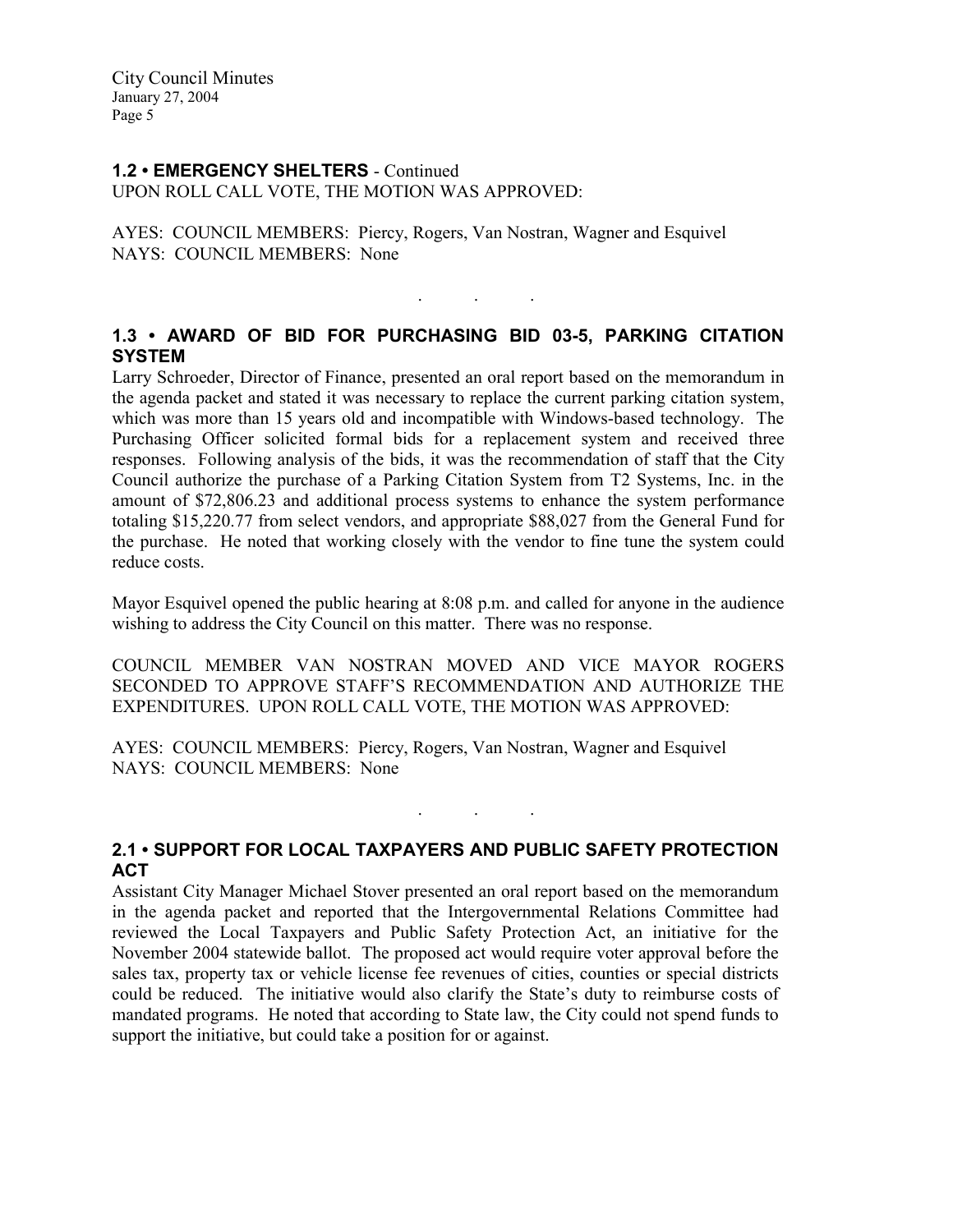## 1.2 • EMERGENCY SHELTERS - Continued

UPON ROLL CALL VOTE, THE MOTION WAS APPROVED:

AYES: COUNCIL MEMBERS: Piercy, Rogers, Van Nostran, Wagner and Esquivel
NAYS: COUNCIL MEMBERS: None

. . .

## 1.3 • AWARD OF BID FOR PURCHASING BID 03-5, PARKING CITATION SYSTEM

Larry Schroeder, Director of Finance, presented an oral report based on the memorandum in the agenda packet and stated it was necessary to replace the current parking citation system, which was more than 15 years old and incompatible with Windows-based technology. The Purchasing Officer solicited formal bids for a replacement system and received three responses. Following analysis of the bids, it was the recommendation of staff that the City Council authorize the purchase of a Parking Citation System from T2 Systems, Inc. in the amount of $72,806.23 and additional process systems to enhance the system performance totaling $15,220.77 from select vendors, and appropriate $88,027 from the General Fund for the purchase. He noted that working closely with the vendor to fine tune the system could reduce costs.

Mayor Esquivel opened the public hearing at 8:08 p.m. and called for anyone in the audience wishing to address the City Council on this matter. There was no response.

COUNCIL MEMBER VAN NOSTRAN MOVED AND VICE MAYOR ROGERS SECONDED TO APPROVE STAFF'S RECOMMENDATION AND AUTHORIZE THE EXPENDITURES. UPON ROLL CALL VOTE, THE MOTION WAS APPROVED:

AYES: COUNCIL MEMBERS: Piercy, Rogers, Van Nostran, Wagner and Esquivel
NAYS: COUNCIL MEMBERS: None

. . .

## 2.1 • SUPPORT FOR LOCAL TAXPAYERS AND PUBLIC SAFETY PROTECTION ACT

Assistant City Manager Michael Stover presented an oral report based on the memorandum in the agenda packet and reported that the Intergovernmental Relations Committee had reviewed the Local Taxpayers and Public Safety Protection Act, an initiative for the November 2004 statewide ballot. The proposed act would require voter approval before the sales tax, property tax or vehicle license fee revenues of cities, counties or special districts could be reduced. The initiative would also clarify the State's duty to reimburse costs of mandated programs. He noted that according to State law, the City could not spend funds to support the initiative, but could take a position for or against.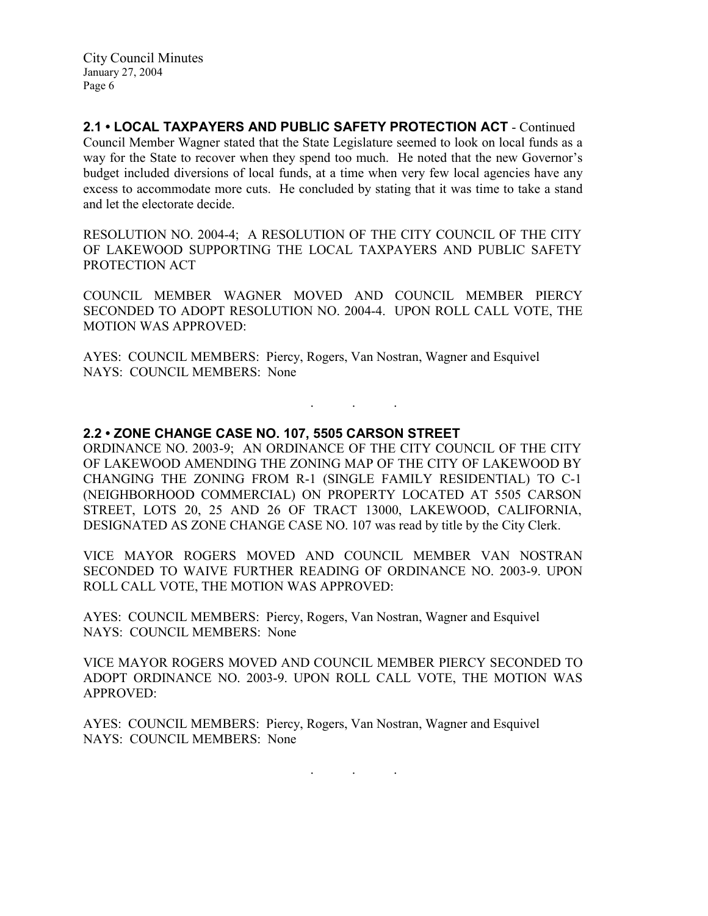## 2.1 • LOCAL TAXPAYERS AND PUBLIC SAFETY PROTECTION ACT - Continued

Council Member Wagner stated that the State Legislature seemed to look on local funds as a way for the State to recover when they spend too much. He noted that the new Governor's budget included diversions of local funds, at a time when very few local agencies have any excess to accommodate more cuts. He concluded by stating that it was time to take a stand and let the electorate decide.

RESOLUTION NO. 2004-4; A RESOLUTION OF THE CITY COUNCIL OF THE CITY OF LAKEWOOD SUPPORTING THE LOCAL TAXPAYERS AND PUBLIC SAFETY PROTECTION ACT

COUNCIL MEMBER WAGNER MOVED AND COUNCIL MEMBER PIERCY SECONDED TO ADOPT RESOLUTION NO. 2004-4. UPON ROLL CALL VOTE, THE MOTION WAS APPROVED:

AYES: COUNCIL MEMBERS: Piercy, Rogers, Van Nostran, Wagner and Esquivel
NAYS: COUNCIL MEMBERS: None

. . .

## 2.2 • ZONE CHANGE CASE NO. 107, 5505 CARSON STREET

ORDINANCE NO. 2003-9; AN ORDINANCE OF THE CITY COUNCIL OF THE CITY OF LAKEWOOD AMENDING THE ZONING MAP OF THE CITY OF LAKEWOOD BY CHANGING THE ZONING FROM R-1 (SINGLE FAMILY RESIDENTIAL) TO C-1 (NEIGHBORHOOD COMMERCIAL) ON PROPERTY LOCATED AT 5505 CARSON STREET, LOTS 20, 25 AND 26 OF TRACT 13000, LAKEWOOD, CALIFORNIA, DESIGNATED AS ZONE CHANGE CASE NO. 107 was read by title by the City Clerk.

VICE MAYOR ROGERS MOVED AND COUNCIL MEMBER VAN NOSTRAN SECONDED TO WAIVE FURTHER READING OF ORDINANCE NO. 2003-9. UPON ROLL CALL VOTE, THE MOTION WAS APPROVED:

AYES: COUNCIL MEMBERS: Piercy, Rogers, Van Nostran, Wagner and Esquivel
NAYS: COUNCIL MEMBERS: None

VICE MAYOR ROGERS MOVED AND COUNCIL MEMBER PIERCY SECONDED TO ADOPT ORDINANCE NO. 2003-9. UPON ROLL CALL VOTE, THE MOTION WAS APPROVED:

AYES: COUNCIL MEMBERS: Piercy, Rogers, Van Nostran, Wagner and Esquivel
NAYS: COUNCIL MEMBERS: None

. . .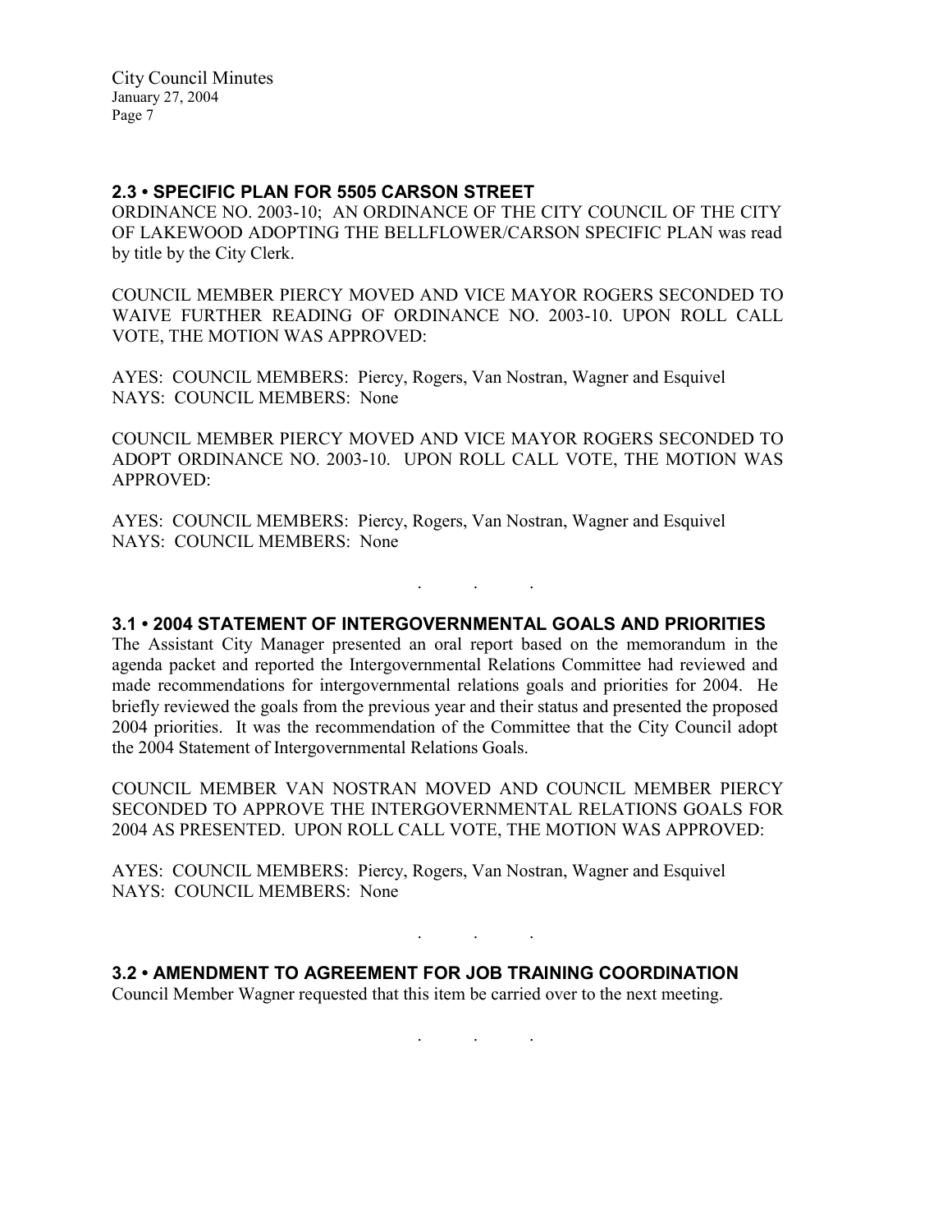## 2.3 • SPECIFIC PLAN FOR 5505 CARSON STREET

ORDINANCE NO. 2003-10; AN ORDINANCE OF THE CITY COUNCIL OF THE CITY OF LAKEWOOD ADOPTING THE BELLFLOWER/CARSON SPECIFIC PLAN was read by title by the City Clerk.

COUNCIL MEMBER PIERCY MOVED AND VICE MAYOR ROGERS SECONDED TO WAIVE FURTHER READING OF ORDINANCE NO. 2003-10. UPON ROLL CALL VOTE, THE MOTION WAS APPROVED:

AYES: COUNCIL MEMBERS: Piercy, Rogers, Van Nostran, Wagner and Esquivel
NAYS: COUNCIL MEMBERS: None

COUNCIL MEMBER PIERCY MOVED AND VICE MAYOR ROGERS SECONDED TO ADOPT ORDINANCE NO. 2003-10. UPON ROLL CALL VOTE, THE MOTION WAS APPROVED:

AYES: COUNCIL MEMBERS: Piercy, Rogers, Van Nostran, Wagner and Esquivel
NAYS: COUNCIL MEMBERS: None

. . .

## 3.1 • 2004 STATEMENT OF INTERGOVERNMENTAL GOALS AND PRIORITIES

The Assistant City Manager presented an oral report based on the memorandum in the agenda packet and reported the Intergovernmental Relations Committee had reviewed and made recommendations for intergovernmental relations goals and priorities for 2004. He briefly reviewed the goals from the previous year and their status and presented the proposed 2004 priorities. It was the recommendation of the Committee that the City Council adopt the 2004 Statement of Intergovernmental Relations Goals.

COUNCIL MEMBER VAN NOSTRAN MOVED AND COUNCIL MEMBER PIERCY SECONDED TO APPROVE THE INTERGOVERNMENTAL RELATIONS GOALS FOR 2004 AS PRESENTED. UPON ROLL CALL VOTE, THE MOTION WAS APPROVED:

AYES: COUNCIL MEMBERS: Piercy, Rogers, Van Nostran, Wagner and Esquivel
NAYS: COUNCIL MEMBERS: None

. . .

## 3.2 • AMENDMENT TO AGREEMENT FOR JOB TRAINING COORDINATION

Council Member Wagner requested that this item be carried over to the next meeting.

. . .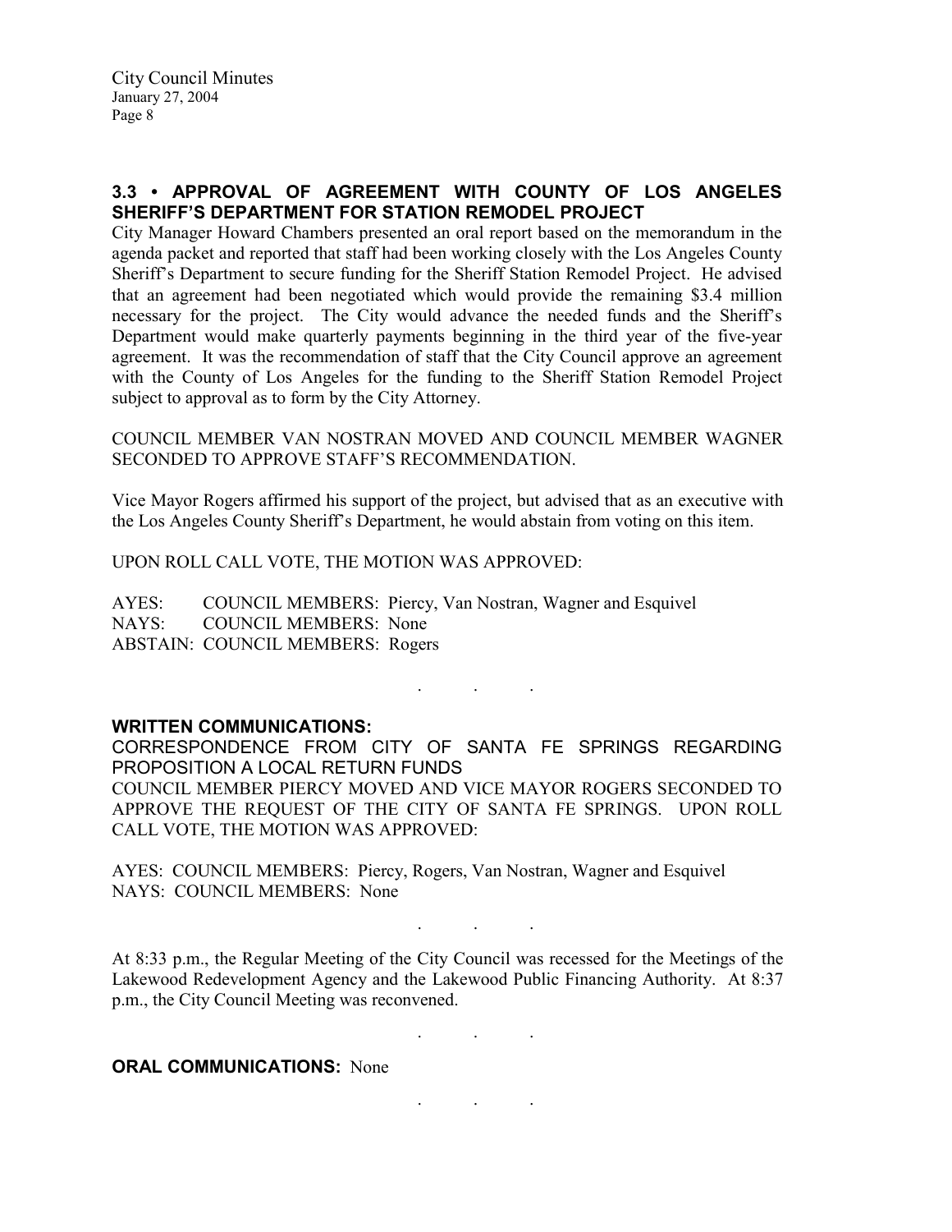### 3.3 • APPROVAL OF AGREEMENT WITH COUNTY OF LOS ANGELES SHERIFF'S DEPARTMENT FOR STATION REMODEL PROJECT

City Manager Howard Chambers presented an oral report based on the memorandum in the agenda packet and reported that staff had been working closely with the Los Angeles County Sheriff's Department to secure funding for the Sheriff Station Remodel Project. He advised that an agreement had been negotiated which would provide the remaining $3.4 million necessary for the project. The City would advance the needed funds and the Sheriff's Department would make quarterly payments beginning in the third year of the five-year agreement. It was the recommendation of staff that the City Council approve an agreement with the County of Los Angeles for the funding to the Sheriff Station Remodel Project subject to approval as to form by the City Attorney.

COUNCIL MEMBER VAN NOSTRAN MOVED AND COUNCIL MEMBER WAGNER SECONDED TO APPROVE STAFF'S RECOMMENDATION.

Vice Mayor Rogers affirmed his support of the project, but advised that as an executive with the Los Angeles County Sheriff's Department, he would abstain from voting on this item.

UPON ROLL CALL VOTE, THE MOTION WAS APPROVED:

AYES: COUNCIL MEMBERS: Piercy, Van Nostran, Wagner and Esquivel
NAYS: COUNCIL MEMBERS: None
ABSTAIN: COUNCIL MEMBERS: Rogers

. . .

**WRITTEN COMMUNICATIONS:**

CORRESPONDENCE FROM CITY OF SANTA FE SPRINGS REGARDING PROPOSITION A LOCAL RETURN FUNDS

COUNCIL MEMBER PIERCY MOVED AND VICE MAYOR ROGERS SECONDED TO APPROVE THE REQUEST OF THE CITY OF SANTA FE SPRINGS. UPON ROLL CALL VOTE, THE MOTION WAS APPROVED:

AYES: COUNCIL MEMBERS: Piercy, Rogers, Van Nostran, Wagner and Esquivel
NAYS: COUNCIL MEMBERS: None

. . .

At 8:33 p.m., the Regular Meeting of the City Council was recessed for the Meetings of the Lakewood Redevelopment Agency and the Lakewood Public Financing Authority. At 8:37 p.m., the City Council Meeting was reconvened.

. . .

**ORAL COMMUNICATIONS:** None

. . .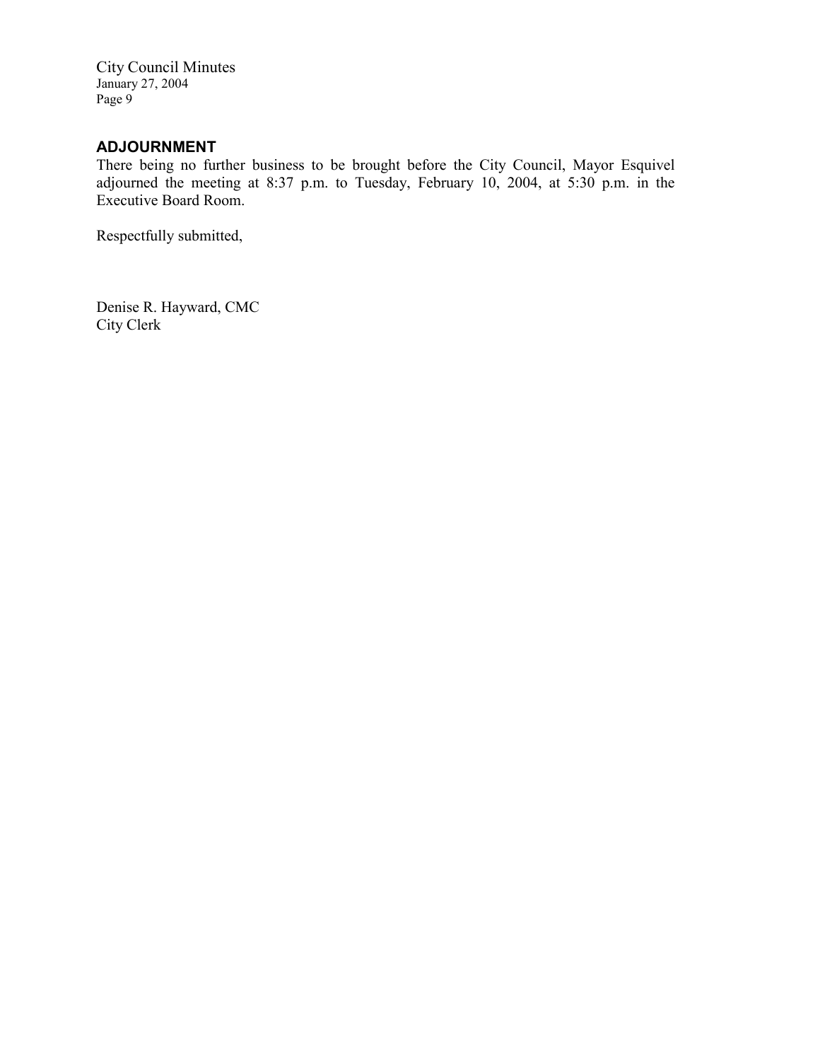## ADJOURNMENT

There being no further business to be brought before the City Council, Mayor Esquivel adjourned the meeting at 8:37 p.m. to Tuesday, February 10, 2004, at 5:30 p.m. in the Executive Board Room.

Respectfully submitted,

Denise R. Hayward, CMC
City Clerk